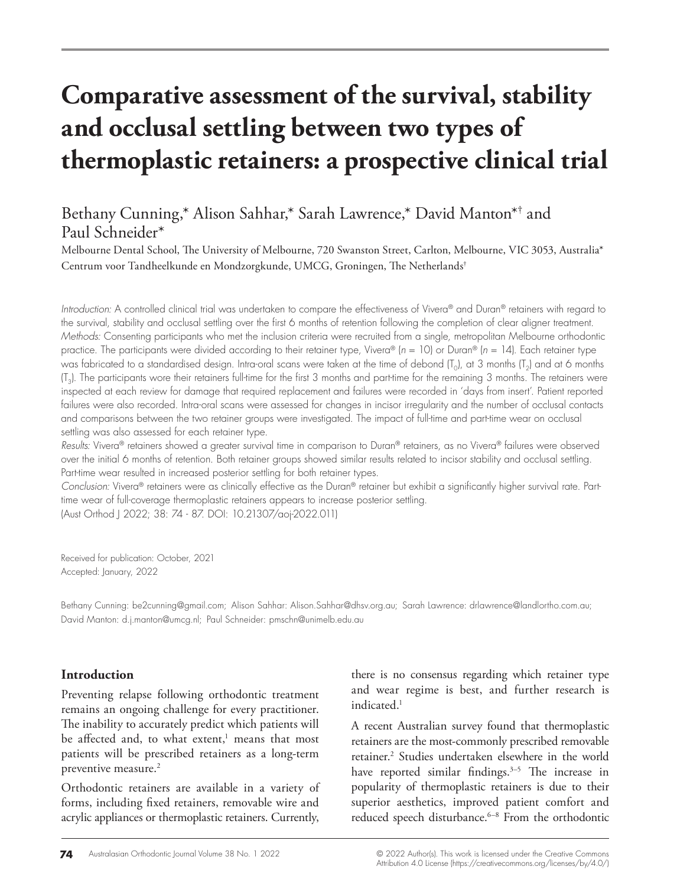# Comparative assessment of the survival, stability and occlusal settling between two types of thermoplastic retainers: a prospective clinical trial

Bethany Cunning,* Alison Sahhar,* Sarah Lawrence,* David Manton*† and Paul Schneider*

Melbourne Dental School, The University of Melbourne, 720 Swanston Street, Carlton, Melbourne, VIC 3053, Australia*
Centrum voor Tandheelkunde en Mondzorgkunde, UMCG, Groningen, The Netherlands†

*Introduction:* A controlled clinical trial was undertaken to compare the effectiveness of Vivera® and Duran® retainers with regard to the survival, stability and occlusal settling over the first 6 months of retention following the completion of clear aligner treatment.
*Methods:* Consenting participants who met the inclusion criteria were recruited from a single, metropolitan Melbourne orthodontic practice. The participants were divided according to their retainer type, Vivera® (*n* = 10) or Duran® (*n* = 14). Each retainer type was fabricated to a standardised design. Intra-oral scans were taken at the time of debond ($T_0$), at 3 months ($T_2$) and at 6 months ($T_3$). The participants wore their retainers full-time for the first 3 months and part-time for the remaining 3 months. The retainers were inspected at each review for damage that required replacement and failures were recorded in 'days from insert'. Patient reported failures were also recorded. Intra-oral scans were assessed for changes in incisor irregularity and the number of occlusal contacts and comparisons between the two retainer groups were investigated. The impact of full-time and part-time wear on occlusal settling was also assessed for each retainer type.
*Results:* Vivera® retainers showed a greater survival time in comparison to Duran® retainers, as no Vivera® failures were observed over the initial 6 months of retention. Both retainer groups showed similar results related to incisor stability and occlusal settling. Part-time wear resulted in increased posterior settling for both retainer types.
*Conclusion:* Vivera® retainers were as clinically effective as the Duran® retainer but exhibit a significantly higher survival rate. Part-time wear of full-coverage thermoplastic retainers appears to increase posterior settling.
(Aust Orthod J 2022; 38: 74 - 87. DOI: 10.21307/aoj-2022.011)

Received for publication: October, 2021
Accepted: January, 2022

Bethany Cunning: be2cunning@gmail.com; Alison Sahhar: Alison.Sahhar@dhsv.org.au; Sarah Lawrence: drlawrence@landlortho.com.au; David Manton: d.j.manton@umcg.nl; Paul Schneider: pmschn@unimelb.edu.au

## Introduction

Preventing relapse following orthodontic treatment remains an ongoing challenge for every practitioner. The inability to accurately predict which patients will be affected and, to what extent,[1] means that most patients will be prescribed retainers as a long-term preventive measure.[2]

Orthodontic retainers are available in a variety of forms, including fixed retainers, removable wire and acrylic appliances or thermoplastic retainers. Currently, there is no consensus regarding which retainer type and wear regime is best, and further research is indicated.[1]

A recent Australian survey found that thermoplastic retainers are the most-commonly prescribed removable retainer.[2] Studies undertaken elsewhere in the world have reported similar findings.[3–5] The increase in popularity of thermoplastic retainers is due to their superior aesthetics, improved patient comfort and reduced speech disturbance.[6–8] From the orthodontic

© 2022 Author(s). This work is licensed under the Creative Commons Attribution 4.0 License (https://creativecommons.org/licenses/by/4.0/)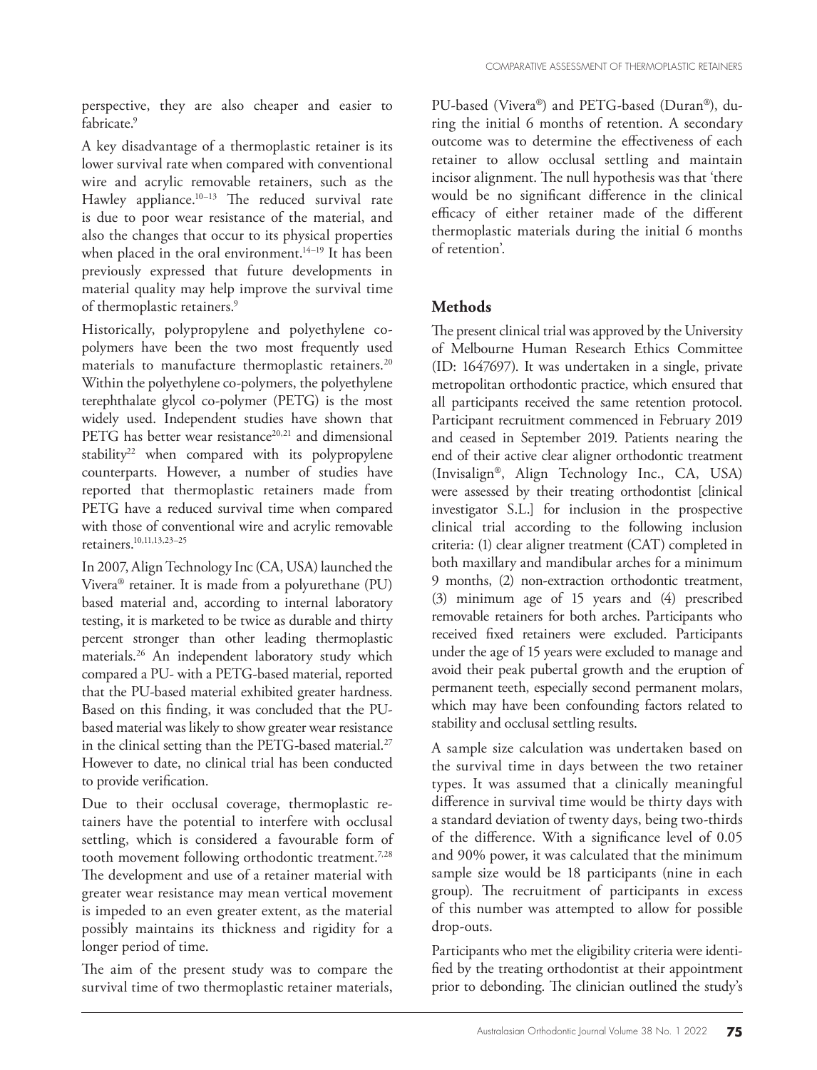perspective, they are also cheaper and easier to fabricate.[9]

A key disadvantage of a thermoplastic retainer is its lower survival rate when compared with conventional wire and acrylic removable retainers, such as the Hawley appliance.[10–13] The reduced survival rate is due to poor wear resistance of the material, and also the changes that occur to its physical properties when placed in the oral environment.[14–19] It has been previously expressed that future developments in material quality may help improve the survival time of thermoplastic retainers.[9]

Historically, polypropylene and polyethylene co-polymers have been the two most frequently used materials to manufacture thermoplastic retainers.[20] Within the polyethylene co-polymers, the polyethylene terephthalate glycol co-polymer (PETG) is the most widely used. Independent studies have shown that PETG has better wear resistance[20,21] and dimensional stability[22] when compared with its polypropylene counterparts. However, a number of studies have reported that thermoplastic retainers made from PETG have a reduced survival time when compared with those of conventional wire and acrylic removable retainers.[10,11,13,23–25]

In 2007, Align Technology Inc (CA, USA) launched the Vivera® retainer. It is made from a polyurethane (PU) based material and, according to internal laboratory testing, it is marketed to be twice as durable and thirty percent stronger than other leading thermoplastic materials.[26] An independent laboratory study which compared a PU- with a PETG-based material, reported that the PU-based material exhibited greater hardness. Based on this finding, it was concluded that the PU-based material was likely to show greater wear resistance in the clinical setting than the PETG-based material.[27] However to date, no clinical trial has been conducted to provide verification.

Due to their occlusal coverage, thermoplastic retainers have the potential to interfere with occlusal settling, which is considered a favourable form of tooth movement following orthodontic treatment.[7,28] The development and use of a retainer material with greater wear resistance may mean vertical movement is impeded to an even greater extent, as the material possibly maintains its thickness and rigidity for a longer period of time.

The aim of the present study was to compare the survival time of two thermoplastic retainer materials, PU-based (Vivera®) and PETG-based (Duran®), during the initial 6 months of retention. A secondary outcome was to determine the effectiveness of each retainer to allow occlusal settling and maintain incisor alignment. The null hypothesis was that 'there would be no significant difference in the clinical efficacy of either retainer made of the different thermoplastic materials during the initial 6 months of retention'.

## Methods

The present clinical trial was approved by the University of Melbourne Human Research Ethics Committee (ID: 1647697). It was undertaken in a single, private metropolitan orthodontic practice, which ensured that all participants received the same retention protocol. Participant recruitment commenced in February 2019 and ceased in September 2019. Patients nearing the end of their active clear aligner orthodontic treatment (Invisalign®, Align Technology Inc., CA, USA) were assessed by their treating orthodontist [clinical investigator S.L.] for inclusion in the prospective clinical trial according to the following inclusion criteria: (1) clear aligner treatment (CAT) completed in both maxillary and mandibular arches for a minimum 9 months, (2) non-extraction orthodontic treatment, (3) minimum age of 15 years and (4) prescribed removable retainers for both arches. Participants who received fixed retainers were excluded. Participants under the age of 15 years were excluded to manage and avoid their peak pubertal growth and the eruption of permanent teeth, especially second permanent molars, which may have been confounding factors related to stability and occlusal settling results.

A sample size calculation was undertaken based on the survival time in days between the two retainer types. It was assumed that a clinically meaningful difference in survival time would be thirty days with a standard deviation of twenty days, being two-thirds of the difference. With a significance level of 0.05 and 90% power, it was calculated that the minimum sample size would be 18 participants (nine in each group). The recruitment of participants in excess of this number was attempted to allow for possible drop-outs.

Participants who met the eligibility criteria were identified by the treating orthodontist at their appointment prior to debonding. The clinician outlined the study's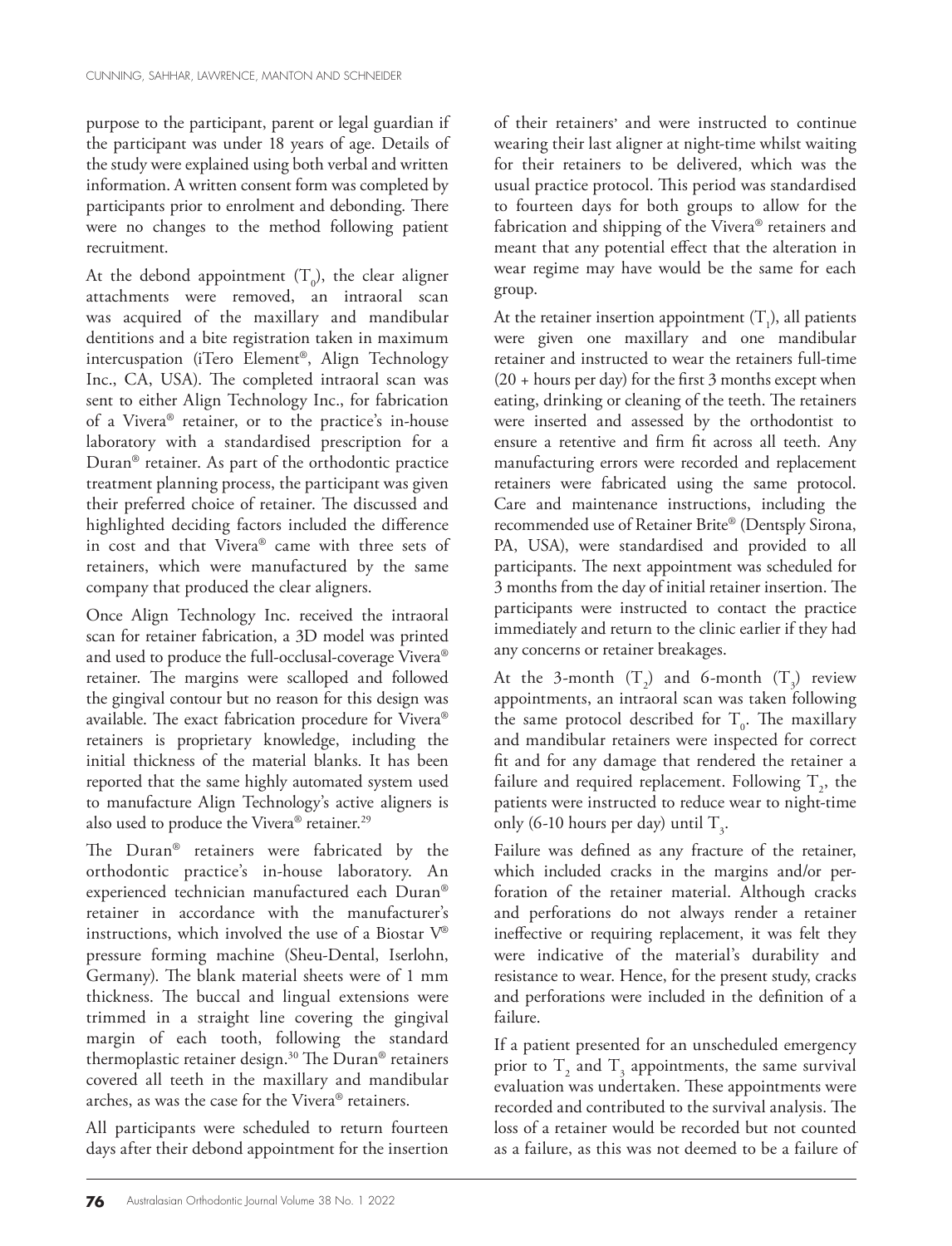purpose to the participant, parent or legal guardian if the participant was under 18 years of age. Details of the study were explained using both verbal and written information. A written consent form was completed by participants prior to enrolment and debonding. There were no changes to the method following patient recruitment.

At the debond appointment ($T_0$), the clear aligner attachments were removed, an intraoral scan was acquired of the maxillary and mandibular dentitions and a bite registration taken in maximum intercuspation (iTero Element®, Align Technology Inc., CA, USA). The completed intraoral scan was sent to either Align Technology Inc., for fabrication of a Vivera® retainer, or to the practice's in-house laboratory with a standardised prescription for a Duran® retainer. As part of the orthodontic practice treatment planning process, the participant was given their preferred choice of retainer. The discussed and highlighted deciding factors included the difference in cost and that Vivera® came with three sets of retainers, which were manufactured by the same company that produced the clear aligners.

Once Align Technology Inc. received the intraoral scan for retainer fabrication, a 3D model was printed and used to produce the full-occlusal-coverage Vivera® retainer. The margins were scalloped and followed the gingival contour but no reason for this design was available. The exact fabrication procedure for Vivera® retainers is proprietary knowledge, including the initial thickness of the material blanks. It has been reported that the same highly automated system used to manufacture Align Technology's active aligners is also used to produce the Vivera® retainer.[29]

The Duran® retainers were fabricated by the orthodontic practice's in-house laboratory. An experienced technician manufactured each Duran® retainer in accordance with the manufacturer's instructions, which involved the use of a Biostar V® pressure forming machine (Sheu-Dental, Iserlohn, Germany). The blank material sheets were of 1 mm thickness. The buccal and lingual extensions were trimmed in a straight line covering the gingival margin of each tooth, following the standard thermoplastic retainer design.[30] The Duran® retainers covered all teeth in the maxillary and mandibular arches, as was the case for the Vivera® retainers.

All participants were scheduled to return fourteen days after their debond appointment for the insertion of their retainers' and were instructed to continue wearing their last aligner at night-time whilst waiting for their retainers to be delivered, which was the usual practice protocol. This period was standardised to fourteen days for both groups to allow for the fabrication and shipping of the Vivera® retainers and meant that any potential effect that the alteration in wear regime may have would be the same for each group.

At the retainer insertion appointment ($T_1$), all patients were given one maxillary and one mandibular retainer and instructed to wear the retainers full-time (20 + hours per day) for the first 3 months except when eating, drinking or cleaning of the teeth. The retainers were inserted and assessed by the orthodontist to ensure a retentive and firm fit across all teeth. Any manufacturing errors were recorded and replacement retainers were fabricated using the same protocol. Care and maintenance instructions, including the recommended use of Retainer Brite® (Dentsply Sirona, PA, USA), were standardised and provided to all participants. The next appointment was scheduled for 3 months from the day of initial retainer insertion. The participants were instructed to contact the practice immediately and return to the clinic earlier if they had any concerns or retainer breakages.

At the 3-month ($T_2$) and 6-month ($T_3$) review appointments, an intraoral scan was taken following the same protocol described for $T_0$. The maxillary and mandibular retainers were inspected for correct fit and for any damage that rendered the retainer a failure and required replacement. Following $T_2$, the patients were instructed to reduce wear to night-time only (6-10 hours per day) until $T_3$.

Failure was defined as any fracture of the retainer, which included cracks in the margins and/or perforation of the retainer material. Although cracks and perforations do not always render a retainer ineffective or requiring replacement, it was felt they were indicative of the material's durability and resistance to wear. Hence, for the present study, cracks and perforations were included in the definition of a failure.

If a patient presented for an unscheduled emergency prior to $T_2$ and $T_3$ appointments, the same survival evaluation was undertaken. These appointments were recorded and contributed to the survival analysis. The loss of a retainer would be recorded but not counted as a failure, as this was not deemed to be a failure of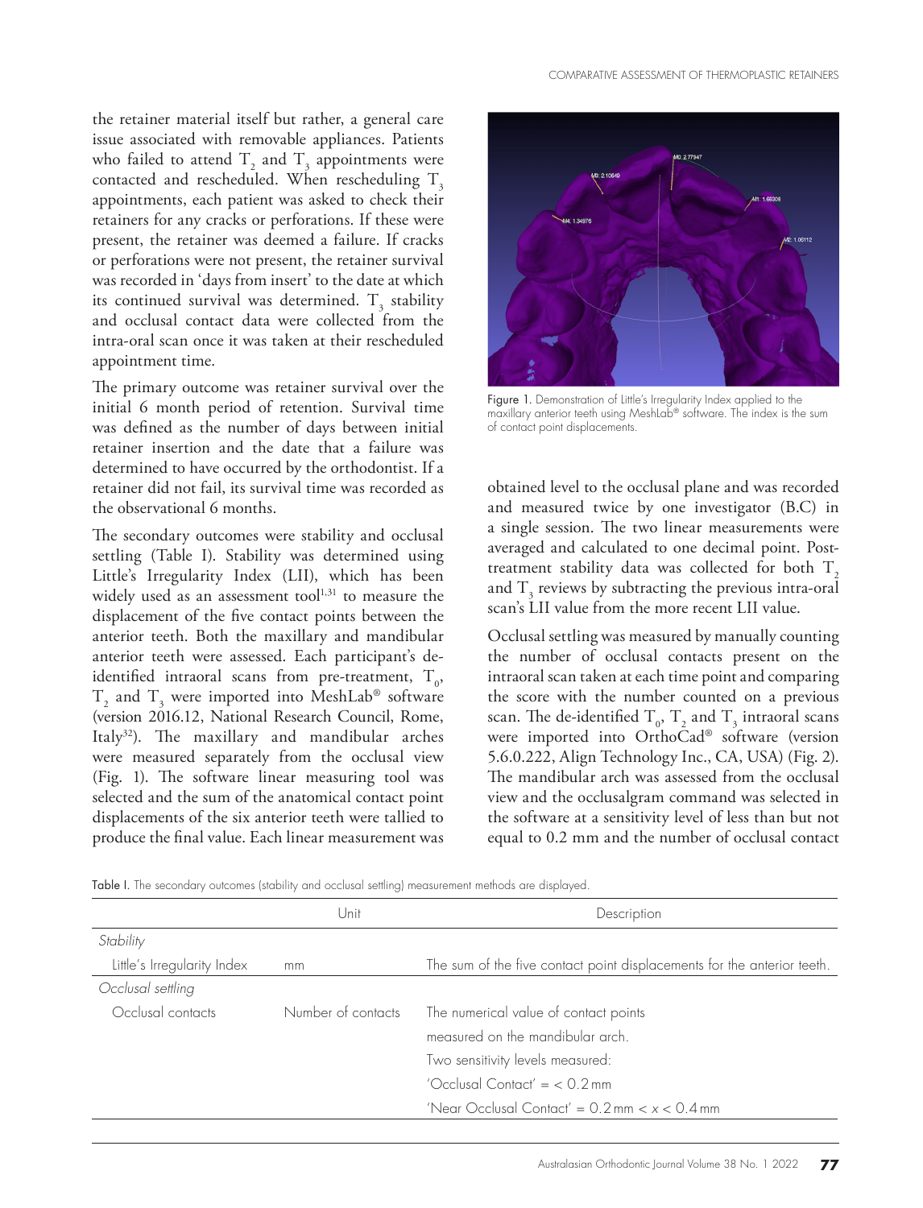the retainer material itself but rather, a general care issue associated with removable appliances. Patients who failed to attend $T_2$ and $T_3$ appointments were contacted and rescheduled. When rescheduling $T_3$ appointments, each patient was asked to check their retainers for any cracks or perforations. If these were present, the retainer was deemed a failure. If cracks or perforations were not present, the retainer survival was recorded in 'days from insert' to the date at which its continued survival was determined. $T_3$ stability and occlusal contact data were collected from the intra-oral scan once it was taken at their rescheduled appointment time.

The primary outcome was retainer survival over the initial 6 month period of retention. Survival time was defined as the number of days between initial retainer insertion and the date that a failure was determined to have occurred by the orthodontist. If a retainer did not fail, its survival time was recorded as the observational 6 months.

The secondary outcomes were stability and occlusal settling (Table I). Stability was determined using Little's Irregularity Index (LII), which has been widely used as an assessment tool[1,31] to measure the displacement of the five contact points between the anterior teeth. Both the maxillary and mandibular anterior teeth were assessed. Each participant's de-identified intraoral scans from pre-treatment, $T_0$, $T_2$ and $T_3$ were imported into MeshLab® software (version 2016.12, National Research Council, Rome, Italy[32]). The maxillary and mandibular arches were measured separately from the occlusal view (Fig. 1). The software linear measuring tool was selected and the sum of the anatomical contact point displacements of the six anterior teeth were tallied to produce the final value. Each linear measurement was

Figure 1. Demonstration of Little's Irregularity Index applied to the maxillary anterior teeth using MeshLab® software. The index is the sum of contact point displacements.

obtained level to the occlusal plane and was recorded and measured twice by one investigator (B.C) in a single session. The two linear measurements were averaged and calculated to one decimal point. Post-treatment stability data was collected for both $T_2$ and $T_3$ reviews by subtracting the previous intra-oral scan's LII value from the more recent LII value.

Occlusal settling was measured by manually counting the number of occlusal contacts present on the intraoral scan taken at each time point and comparing the score with the number counted on a previous scan. The de-identified $T_0$, $T_2$ and $T_3$ intraoral scans were imported into OrthoCad® software (version 5.6.0.222, Align Technology Inc., CA, USA) (Fig. 2). The mandibular arch was assessed from the occlusal view and the occlusalgram command was selected in the software at a sensitivity level of less than but not equal to 0.2 mm and the number of occlusal contact

Table I. The secondary outcomes (stability and occlusal settling) measurement methods are displayed.

| | Unit | Description |
|---|---|---|
| *Stability* | | |
| Little's Irregularity Index | mm | The sum of the five contact point displacements for the anterior teeth. |
| *Occlusal settling* | | |
| Occlusal contacts | Number of contacts | The numerical value of contact points measured on the mandibular arch. Two sensitivity levels measured: 'Occlusal Contact' = < 0.2 mm; 'Near Occlusal Contact' = 0.2 mm < $x$ < 0.4 mm |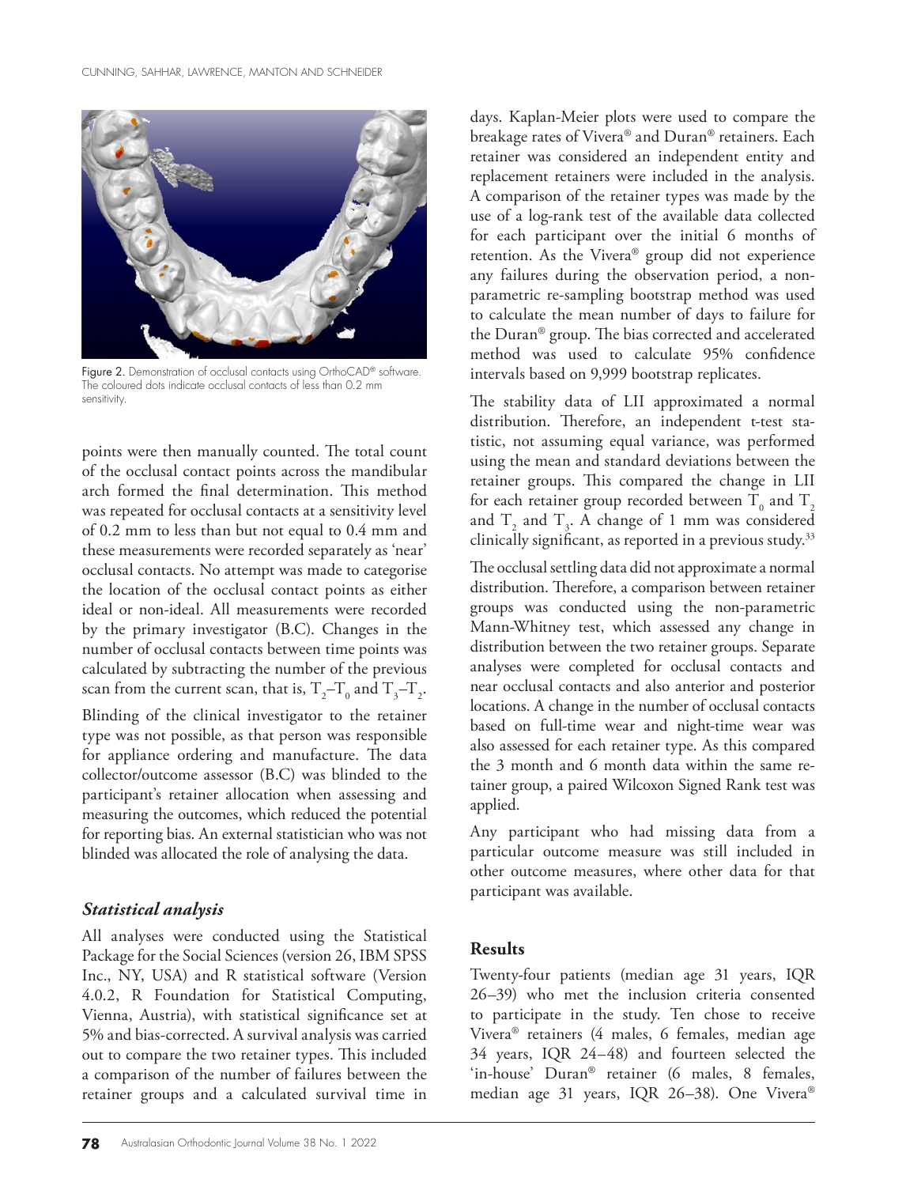Figure 2. Demonstration of occlusal contacts using OrthoCAD® software. The coloured dots indicate occlusal contacts of less than 0.2 mm sensitivity.

points were then manually counted. The total count of the occlusal contact points across the mandibular arch formed the final determination. This method was repeated for occlusal contacts at a sensitivity level of 0.2 mm to less than but not equal to 0.4 mm and these measurements were recorded separately as 'near' occlusal contacts. No attempt was made to categorise the location of the occlusal contact points as either ideal or non-ideal. All measurements were recorded by the primary investigator (B.C). Changes in the number of occlusal contacts between time points was calculated by subtracting the number of the previous scan from the current scan, that is, $T_2$–$T_0$ and $T_3$–$T_2$.

Blinding of the clinical investigator to the retainer type was not possible, as that person was responsible for appliance ordering and manufacture. The data collector/outcome assessor (B.C) was blinded to the participant's retainer allocation when assessing and measuring the outcomes, which reduced the potential for reporting bias. An external statistician who was not blinded was allocated the role of analysing the data.

### *Statistical analysis*

All analyses were conducted using the Statistical Package for the Social Sciences (version 26, IBM SPSS Inc., NY, USA) and R statistical software (Version 4.0.2, R Foundation for Statistical Computing, Vienna, Austria), with statistical significance set at 5% and bias-corrected. A survival analysis was carried out to compare the two retainer types. This included a comparison of the number of failures between the retainer groups and a calculated survival time in days. Kaplan-Meier plots were used to compare the breakage rates of Vivera® and Duran® retainers. Each retainer was considered an independent entity and replacement retainers were included in the analysis. A comparison of the retainer types was made by the use of a log-rank test of the available data collected for each participant over the initial 6 months of retention. As the Vivera® group did not experience any failures during the observation period, a non-parametric re-sampling bootstrap method was used to calculate the mean number of days to failure for the Duran® group. The bias corrected and accelerated method was used to calculate 95% confidence intervals based on 9,999 bootstrap replicates.

The stability data of LII approximated a normal distribution. Therefore, an independent t-test statistic, not assuming equal variance, was performed using the mean and standard deviations between the retainer groups. This compared the change in LII for each retainer group recorded between $T_0$ and $T_2$ and $T_2$ and $T_3$. A change of 1 mm was considered clinically significant, as reported in a previous study.[33]

The occlusal settling data did not approximate a normal distribution. Therefore, a comparison between retainer groups was conducted using the non-parametric Mann-Whitney test, which assessed any change in distribution between the two retainer groups. Separate analyses were completed for occlusal contacts and near occlusal contacts and also anterior and posterior locations. A change in the number of occlusal contacts based on full-time wear and night-time wear was also assessed for each retainer type. As this compared the 3 month and 6 month data within the same retainer group, a paired Wilcoxon Signed Rank test was applied.

Any participant who had missing data from a particular outcome measure was still included in other outcome measures, where other data for that participant was available.

## Results

Twenty-four patients (median age 31 years, IQR 26–39) who met the inclusion criteria consented to participate in the study. Ten chose to receive Vivera® retainers (4 males, 6 females, median age 34 years, IQR 24–48) and fourteen selected the 'in-house' Duran® retainer (6 males, 8 females, median age 31 years, IQR 26–38). One Vivera®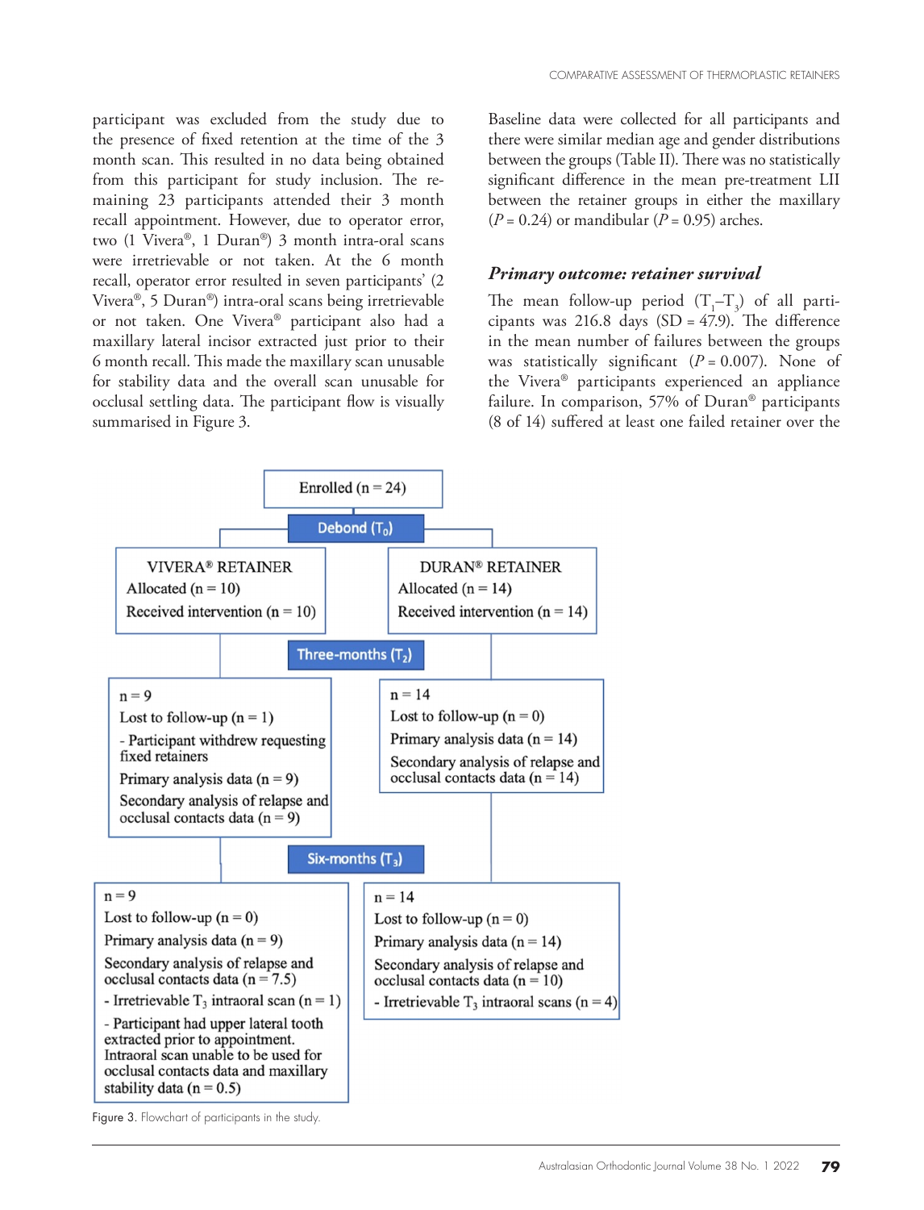participant was excluded from the study due to the presence of fixed retention at the time of the 3 month scan. This resulted in no data being obtained from this participant for study inclusion. The remaining 23 participants attended their 3 month recall appointment. However, due to operator error, two (1 Vivera®, 1 Duran®) 3 month intra-oral scans were irretrievable or not taken. At the 6 month recall, operator error resulted in seven participants' (2 Vivera®, 5 Duran®) intra-oral scans being irretrievable or not taken. One Vivera® participant also had a maxillary lateral incisor extracted just prior to their 6 month recall. This made the maxillary scan unusable for stability data and the overall scan unusable for occlusal settling data. The participant flow is visually summarised in Figure 3.

Baseline data were collected for all participants and there were similar median age and gender distributions between the groups (Table II). There was no statistically significant difference in the mean pre-treatment LII between the retainer groups in either the maxillary ($P = 0.24$) or mandibular ($P = 0.95$) arches.

### *Primary outcome: retainer survival*

The mean follow-up period ($T_1$–$T_3$) of all participants was 216.8 days (SD = 47.9). The difference in the mean number of failures between the groups was statistically significant ($P = 0.007$). None of the Vivera® participants experienced an appliance failure. In comparison, 57% of Duran® participants (8 of 14) suffered at least one failed retainer over the

Enrolled (n = 24)

**Debond ($T_0$)**

| VIVERA® RETAINER | DURAN® RETAINER |
|---|---|
| Allocated (n = 10)<br>Received intervention (n = 10) | Allocated (n = 14)<br>Received intervention (n = 14) |

**Three-months ($T_2$)**

| Vivera® | Duran® |
|---|---|
| n = 9<br>Lost to follow-up (n = 1)<br>- Participant withdrew requesting fixed retainers<br>Primary analysis data (n = 9)<br>Secondary analysis of relapse and occlusal contacts data (n = 9) | n = 14<br>Lost to follow-up (n = 0)<br>Primary analysis data (n = 14)<br>Secondary analysis of relapse and occlusal contacts data (n = 14) |

**Six-months ($T_3$)**

| Vivera® | Duran® |
|---|---|
| n = 9<br>Lost to follow-up (n = 0)<br>Primary analysis data (n = 9)<br>Secondary analysis of relapse and occlusal contacts data (n = 7.5)<br>- Irretrievable $T_3$ intraoral scan (n = 1)<br>- Participant had upper lateral tooth extracted prior to appointment. Intraoral scan unable to be used for occlusal contacts data and maxillary stability data (n = 0.5) | n = 14<br>Lost to follow-up (n = 0)<br>Primary analysis data (n = 14)<br>Secondary analysis of relapse and occlusal contacts data (n = 10)<br>- Irretrievable $T_3$ intraoral scans (n = 4) |

Figure 3. Flowchart of participants in the study.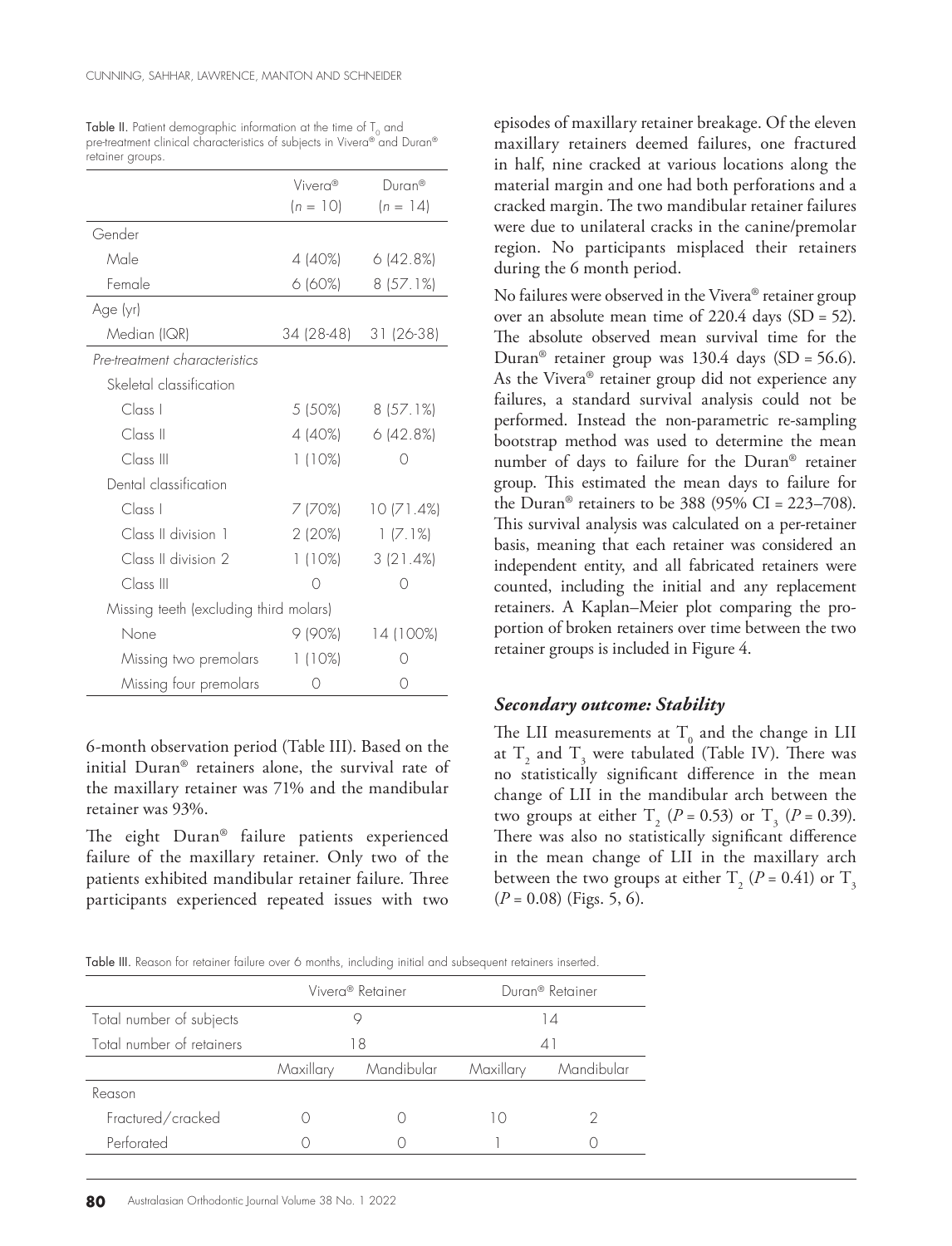Table II. Patient demographic information at the time of $T_0$ and pre-treatment clinical characteristics of subjects in Vivera® and Duran® retainer groups.

| | Vivera® ($n$ = 10) | Duran® ($n$ = 14) |
|---|---|---|
| Gender | | |
| Male | 4 (40%) | 6 (42.8%) |
| Female | 6 (60%) | 8 (57.1%) |
| Age (yr) | | |
| Median (IQR) | 34 (28-48) | 31 (26-38) |
| *Pre-treatment characteristics* | | |
| Skeletal classification | | |
| Class I | 5 (50%) | 8 (57.1%) |
| Class II | 4 (40%) | 6 (42.8%) |
| Class III | 1 (10%) | 0 |
| Dental classification | | |
| Class I | 7 (70%) | 10 (71.4%) |
| Class II division 1 | 2 (20%) | 1 (7.1%) |
| Class II division 2 | 1 (10%) | 3 (21.4%) |
| Class III | 0 | 0 |
| Missing teeth (excluding third molars) | | |
| None | 9 (90%) | 14 (100%) |
| Missing two premolars | 1 (10%) | 0 |
| Missing four premolars | 0 | 0 |

6-month observation period (Table III). Based on the initial Duran® retainers alone, the survival rate of the maxillary retainer was 71% and the mandibular retainer was 93%.

The eight Duran® failure patients experienced failure of the maxillary retainer. Only two of the patients exhibited mandibular retainer failure. Three participants experienced repeated issues with two episodes of maxillary retainer breakage. Of the eleven maxillary retainers deemed failures, one fractured in half, nine cracked at various locations along the material margin and one had both perforations and a cracked margin. The two mandibular retainer failures were due to unilateral cracks in the canine/premolar region. No participants misplaced their retainers during the 6 month period.

No failures were observed in the Vivera® retainer group over an absolute mean time of 220.4 days (SD = 52). The absolute observed mean survival time for the Duran® retainer group was 130.4 days (SD = 56.6). As the Vivera® retainer group did not experience any failures, a standard survival analysis could not be performed. Instead the non-parametric re-sampling bootstrap method was used to determine the mean number of days to failure for the Duran® retainer group. This estimated the mean days to failure for the Duran® retainers to be 388 (95% CI = 223–708). This survival analysis was calculated on a per-retainer basis, meaning that each retainer was considered an independent entity, and all fabricated retainers were counted, including the initial and any replacement retainers. A Kaplan–Meier plot comparing the proportion of broken retainers over time between the two retainer groups is included in Figure 4.

### *Secondary outcome: Stability*

The LII measurements at $T_0$ and the change in LII at $T_2$ and $T_3$ were tabulated (Table IV). There was no statistically significant difference in the mean change of LII in the mandibular arch between the two groups at either $T_2$ ($P = 0.53$) or $T_3$ ($P = 0.39$). There was also no statistically significant difference in the mean change of LII in the maxillary arch between the two groups at either $T_2$ ($P = 0.41$) or $T_3$ ($P = 0.08$) (Figs. 5, 6).

Table III. Reason for retainer failure over 6 months, including initial and subsequent retainers inserted.

| | Vivera® Retainer | | Duran® Retainer | |
|---|---|---|---|---|
| Total number of subjects | 9 | | 14 | |
| Total number of retainers | 18 | | 41 | |
| | Maxillary | Mandibular | Maxillary | Mandibular |
| Reason | | | | |
| Fractured/cracked | 0 | 0 | 10 | 2 |
| Perforated | 0 | 0 | 1 | 0 |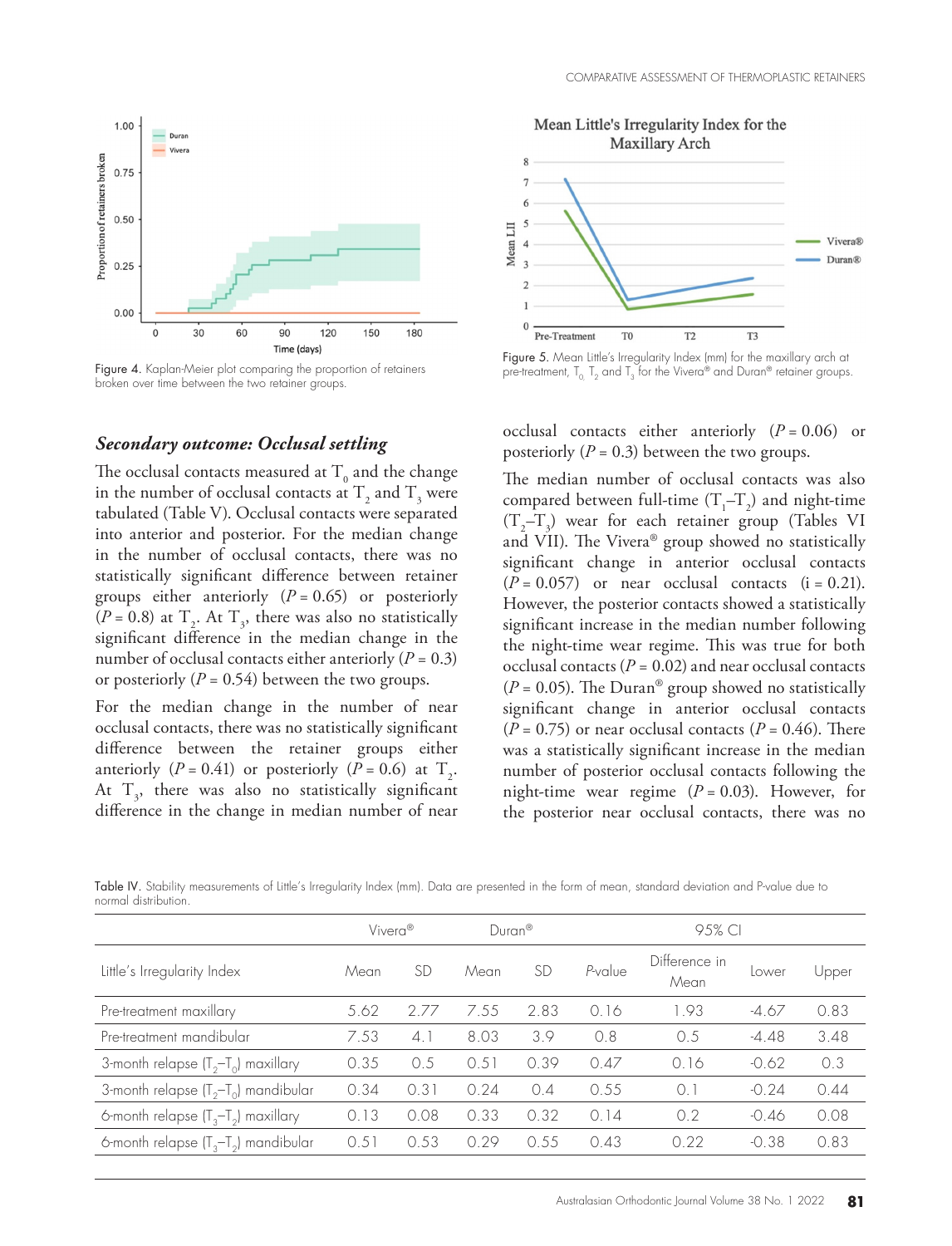Figure 4. Kaplan-Meier plot comparing the proportion of retainers broken over time between the two retainer groups.

Figure 5. Mean Little's Irregularity Index (mm) for the maxillary arch at pre-treatment, $T_0$, $T_2$ and $T_3$ for the Vivera® and Duran® retainer groups.

### *Secondary outcome: Occlusal settling*

The occlusal contacts measured at $T_0$ and the change in the number of occlusal contacts at $T_2$ and $T_3$ were tabulated (Table V). Occlusal contacts were separated into anterior and posterior. For the median change in the number of occlusal contacts, there was no statistically significant difference between retainer groups either anteriorly ($P = 0.65$) or posteriorly ($P = 0.8$) at $T_2$. At $T_3$, there was also no statistically significant difference in the median change in the number of occlusal contacts either anteriorly ($P = 0.3$) or posteriorly ($P = 0.54$) between the two groups.

For the median change in the number of near occlusal contacts, there was no statistically significant difference between the retainer groups either anteriorly ($P = 0.41$) or posteriorly ($P = 0.6$) at $T_2$. At $T_3$, there was also no statistically significant difference in the change in median number of near occlusal contacts either anteriorly ($P = 0.06$) or posteriorly ($P = 0.3$) between the two groups.

The median number of occlusal contacts was also compared between full-time ($T_1$–$T_2$) and night-time ($T_2$–$T_3$) wear for each retainer group (Tables VI and VII). The Vivera® group showed no statistically significant change in anterior occlusal contacts ($P = 0.057$) or near occlusal contacts (i = 0.21). However, the posterior contacts showed a statistically significant increase in the median number following the night-time wear regime. This was true for both occlusal contacts ($P = 0.02$) and near occlusal contacts ($P = 0.05$). The Duran® group showed no statistically significant change in anterior occlusal contacts ($P = 0.75$) or near occlusal contacts ($P = 0.46$). There was a statistically significant increase in the median number of posterior occlusal contacts following the night-time wear regime ($P = 0.03$). However, for the posterior near occlusal contacts, there was no

Table IV. Stability measurements of Little's Irregularity Index (mm). Data are presented in the form of mean, standard deviation and P-value due to normal distribution.

| | Vivera® | | Duran® | | | 95% CI | | |
|---|---|---|---|---|---|---|---|---|
| Little's Irregularity Index | Mean | SD | Mean | SD | *P*-value | Difference in Mean | Lower | Upper |
| Pre-treatment maxillary | 5.62 | 2.77 | 7.55 | 2.83 | 0.16 | 1.93 | -4.67 | 0.83 |
| Pre-treatment mandibular | 7.53 | 4.1 | 8.03 | 3.9 | 0.8 | 0.5 | -4.48 | 3.48 |
| 3-month relapse ($T_2$–$T_0$) maxillary | 0.35 | 0.5 | 0.51 | 0.39 | 0.47 | 0.16 | -0.62 | 0.3 |
| 3-month relapse ($T_2$–$T_0$) mandibular | 0.34 | 0.31 | 0.24 | 0.4 | 0.55 | 0.1 | -0.24 | 0.44 |
| 6-month relapse ($T_3$–$T_2$) maxillary | 0.13 | 0.08 | 0.33 | 0.32 | 0.14 | 0.2 | -0.46 | 0.08 |
| 6-month relapse ($T_3$–$T_2$) mandibular | 0.51 | 0.53 | 0.29 | 0.55 | 0.43 | 0.22 | -0.38 | 0.83 |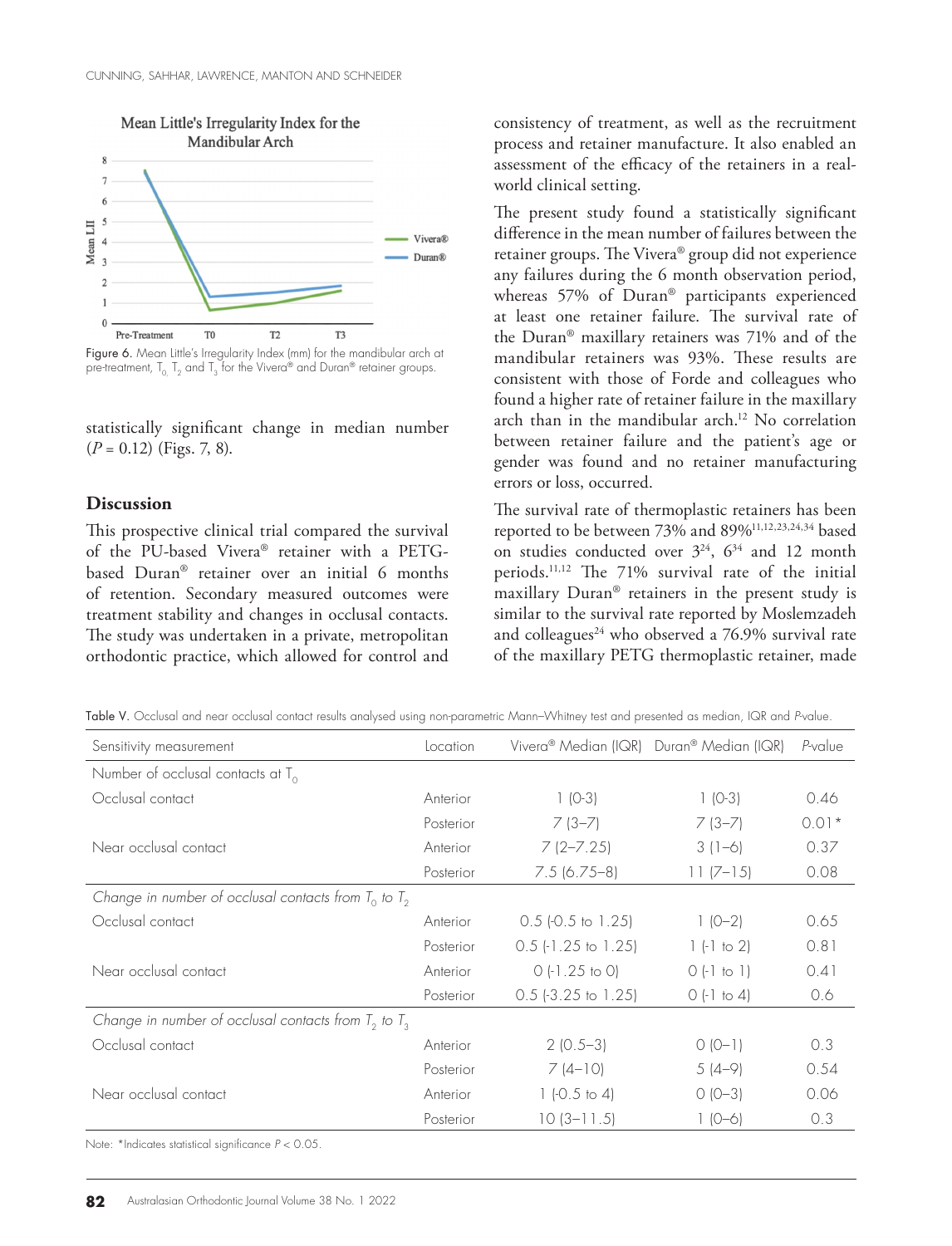Figure 6. Mean Little's Irregularity Index (mm) for the mandibular arch at pre-treatment, $T_0$, $T_2$ and $T_3$ for the Vivera® and Duran® retainer groups.

statistically significant change in median number ($P = 0.12$) (Figs. 7, 8).

## Discussion

This prospective clinical trial compared the survival of the PU-based Vivera® retainer with a PETG-based Duran® retainer over an initial 6 months of retention. Secondary measured outcomes were treatment stability and changes in occlusal contacts. The study was undertaken in a private, metropolitan orthodontic practice, which allowed for control and consistency of treatment, as well as the recruitment process and retainer manufacture. It also enabled an assessment of the efficacy of the retainers in a real-world clinical setting.

The present study found a statistically significant difference in the mean number of failures between the retainer groups. The Vivera® group did not experience any failures during the 6 month observation period, whereas 57% of Duran® participants experienced at least one retainer failure. The survival rate of the Duran® maxillary retainers was 71% and of the mandibular retainers was 93%. These results are consistent with those of Forde and colleagues who found a higher rate of retainer failure in the maxillary arch than in the mandibular arch.[12] No correlation between retainer failure and the patient's age or gender was found and no retainer manufacturing errors or loss, occurred.

The survival rate of thermoplastic retainers has been reported to be between 73% and 89%[11,12,23,24,34] based on studies conducted over 3[24], 6[34] and 12 month periods.[11,12] The 71% survival rate of the initial maxillary Duran® retainers in the present study is similar to the survival rate reported by Moslemzadeh and colleagues[24] who observed a 76.9% survival rate of the maxillary PETG thermoplastic retainer, made

Table V. Occlusal and near occlusal contact results analysed using non-parametric Mann–Whitney test and presented as median, IQR and *P*-value.

| Sensitivity measurement | Location | Vivera® Median (IQR) | Duran® Median (IQR) | *P*-value |
|---|---|---|---|---|
| Number of occlusal contacts at $T_0$ | | | | |
| Occlusal contact | Anterior | 1 (0-3) | 1 (0-3) | 0.46 |
| | Posterior | 7 (3–7) | 7 (3–7) | 0.01* |
| Near occlusal contact | Anterior | 7 (2–7.25) | 3 (1–6) | 0.37 |
| | Posterior | 7.5 (6.75–8) | 11 (7–15) | 0.08 |
| *Change in number of occlusal contacts from $T_0$ to $T_2$* | | | | |
| Occlusal contact | Anterior | 0.5 (-0.5 to 1.25) | 1 (0–2) | 0.65 |
| | Posterior | 0.5 (-1.25 to 1.25) | 1 (-1 to 2) | 0.81 |
| Near occlusal contact | Anterior | 0 (-1.25 to 0) | 0 (-1 to 1) | 0.41 |
| | Posterior | 0.5 (-3.25 to 1.25) | 0 (-1 to 4) | 0.6 |
| *Change in number of occlusal contacts from $T_2$ to $T_3$* | | | | |
| Occlusal contact | Anterior | 2 (0.5–3) | 0 (0–1) | 0.3 |
| | Posterior | 7 (4–10) | 5 (4–9) | 0.54 |
| Near occlusal contact | Anterior | 1 (-0.5 to 4) | 0 (0–3) | 0.06 |
| | Posterior | 10 (3–11.5) | 1 (0–6) | 0.3 |

Note: *Indicates statistical significance $P < 0.05$.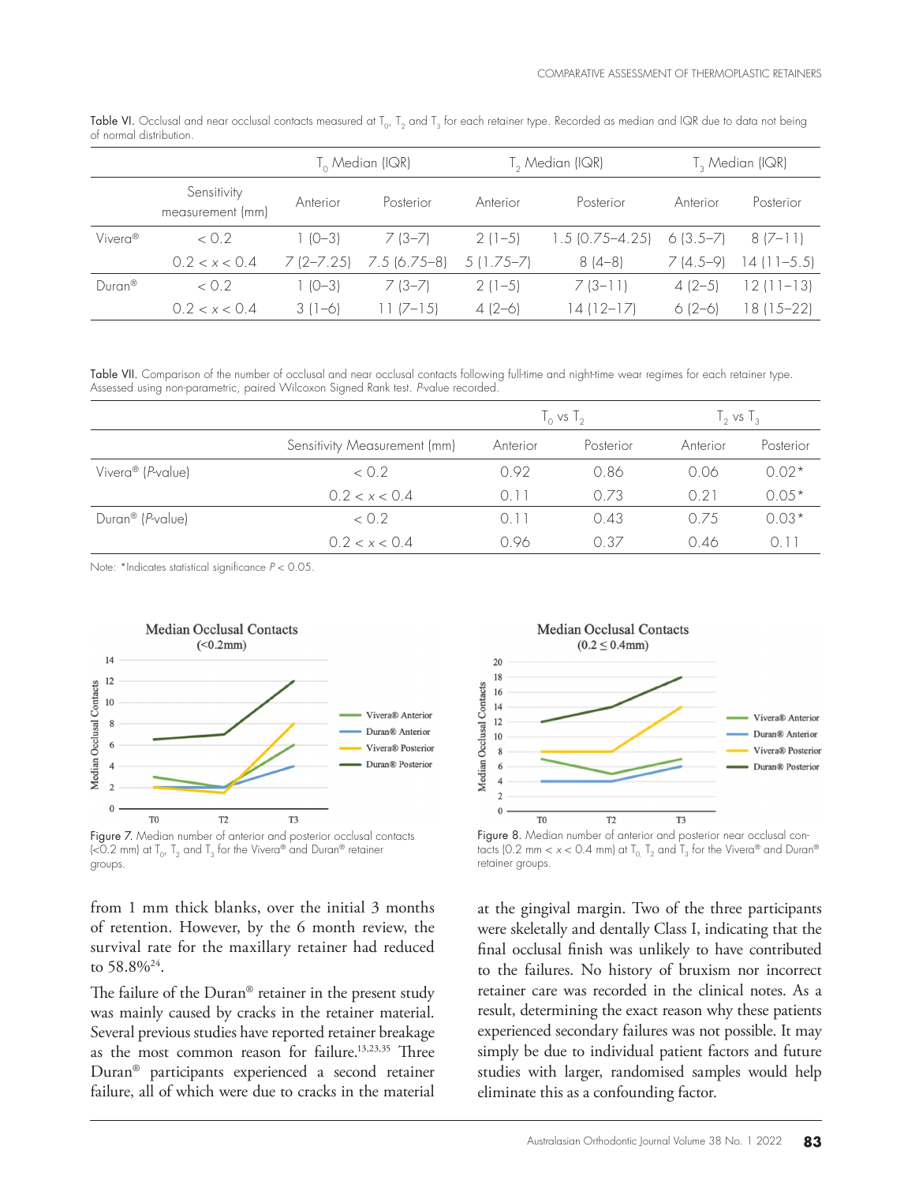Table VI. Occlusal and near occlusal contacts measured at $T_0$, $T_2$ and $T_3$ for each retainer type. Recorded as median and IQR due to data not being of normal distribution.

| | | $T_0$ Median (IQR) | | $T_2$ Median (IQR) | | $T_3$ Median (IQR) | |
|---|---|---|---|---|---|---|---|
| | Sensitivity measurement (mm) | Anterior | Posterior | Anterior | Posterior | Anterior | Posterior |
| Vivera® | $< 0.2$ | 1 (0–3) | 7 (3–7) | 2 (1–5) | 1.5 (0.75–4.25) | 6 (3.5–7) | 8 (7–11) |
| | $0.2 < x < 0.4$ | 7 (2–7.25) | 7.5 (6.75–8) | 5 (1.75–7) | 8 (4–8) | 7 (4.5–9) | 14 (11–5.5) |
| Duran® | $< 0.2$ | 1 (0–3) | 7 (3–7) | 2 (1–5) | 7 (3–11) | 4 (2–5) | 12 (11–13) |
| | $0.2 < x < 0.4$ | 3 (1–6) | 11 (7–15) | 4 (2–6) | 14 (12–17) | 6 (2–6) | 18 (15–22) |

Table VII. Comparison of the number of occlusal and near occlusal contacts following full-time and night-time wear regimes for each retainer type. Assessed using non-parametric, paired Wilcoxon Signed Rank test. *P*-value recorded.

| | | $T_0$ vs $T_2$ | | $T_2$ vs $T_3$ | |
|---|---|---|---|---|---|
| | Sensitivity Measurement (mm) | Anterior | Posterior | Anterior | Posterior |
| Vivera® (*P*-value) | $< 0.2$ | 0.92 | 0.86 | 0.06 | 0.02* |
| | $0.2 < x < 0.4$ | 0.11 | 0.73 | 0.21 | 0.05* |
| Duran® (*P*-value) | $< 0.2$ | 0.11 | 0.43 | 0.75 | 0.03* |
| | $0.2 < x < 0.4$ | 0.96 | 0.37 | 0.46 | 0.11 |

Note: *Indicates statistical significance $P < 0.05$.

Figure 7. Median number of anterior and posterior occlusal contacts (<0.2 mm) at $T_0$, $T_2$ and $T_3$ for the Vivera® and Duran® retainer groups.

Figure 8. Median number of anterior and posterior near occlusal contacts ($0.2 \text{ mm} < x < 0.4 \text{ mm}$) at $T_0$, $T_2$ and $T_3$ for the Vivera® and Duran® retainer groups.

from 1 mm thick blanks, over the initial 3 months of retention. However, by the 6 month review, the survival rate for the maxillary retainer had reduced to 58.8%[24].

The failure of the Duran® retainer in the present study was mainly caused by cracks in the retainer material. Several previous studies have reported retainer breakage as the most common reason for failure.[13,23,35] Three Duran® participants experienced a second retainer failure, all of which were due to cracks in the material at the gingival margin. Two of the three participants were skeletally and dentally Class I, indicating that the final occlusal finish was unlikely to have contributed to the failures. No history of bruxism nor incorrect retainer care was recorded in the clinical notes. As a result, determining the exact reason why these patients experienced secondary failures was not possible. It may simply be due to individual patient factors and future studies with larger, randomised samples would help eliminate this as a confounding factor.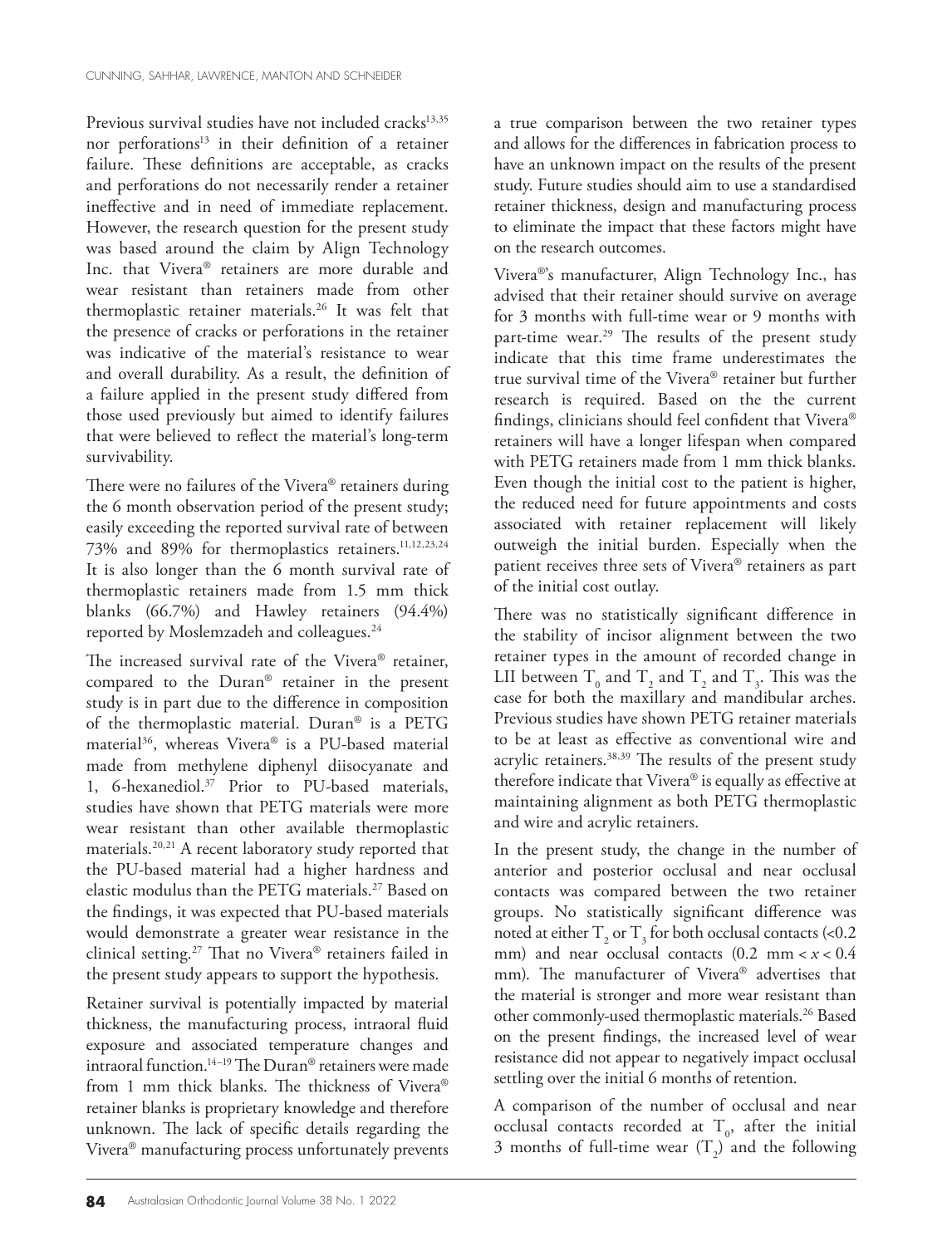Previous survival studies have not included cracks[13,35] nor perforations[13] in their definition of a retainer failure. These definitions are acceptable, as cracks and perforations do not necessarily render a retainer ineffective and in need of immediate replacement. However, the research question for the present study was based around the claim by Align Technology Inc. that Vivera® retainers are more durable and wear resistant than retainers made from other thermoplastic retainer materials.[26] It was felt that the presence of cracks or perforations in the retainer was indicative of the material's resistance to wear and overall durability. As a result, the definition of a failure applied in the present study differed from those used previously but aimed to identify failures that were believed to reflect the material's long-term survivability.

There were no failures of the Vivera® retainers during the 6 month observation period of the present study; easily exceeding the reported survival rate of between 73% and 89% for thermoplastics retainers.[11,12,23,24] It is also longer than the 6 month survival rate of thermoplastic retainers made from 1.5 mm thick blanks (66.7%) and Hawley retainers (94.4%) reported by Moslemzadeh and colleagues.[24]

The increased survival rate of the Vivera® retainer, compared to the Duran® retainer in the present study is in part due to the difference in composition of the thermoplastic material. Duran® is a PETG material[36], whereas Vivera® is a PU-based material made from methylene diphenyl diisocyanate and 1, 6-hexanediol.[37] Prior to PU-based materials, studies have shown that PETG materials were more wear resistant than other available thermoplastic materials.[20,21] A recent laboratory study reported that the PU-based material had a higher hardness and elastic modulus than the PETG materials.[27] Based on the findings, it was expected that PU-based materials would demonstrate a greater wear resistance in the clinical setting.[27] That no Vivera® retainers failed in the present study appears to support the hypothesis.

Retainer survival is potentially impacted by material thickness, the manufacturing process, intraoral fluid exposure and associated temperature changes and intraoral function.[14–19] The Duran® retainers were made from 1 mm thick blanks. The thickness of Vivera® retainer blanks is proprietary knowledge and therefore unknown. The lack of specific details regarding the Vivera® manufacturing process unfortunately prevents a true comparison between the two retainer types and allows for the differences in fabrication process to have an unknown impact on the results of the present study. Future studies should aim to use a standardised retainer thickness, design and manufacturing process to eliminate the impact that these factors might have on the research outcomes.

Vivera®'s manufacturer, Align Technology Inc., has advised that their retainer should survive on average for 3 months with full-time wear or 9 months with part-time wear.[29] The results of the present study indicate that this time frame underestimates the true survival time of the Vivera® retainer but further research is required. Based on the the current findings, clinicians should feel confident that Vivera® retainers will have a longer lifespan when compared with PETG retainers made from 1 mm thick blanks. Even though the initial cost to the patient is higher, the reduced need for future appointments and costs associated with retainer replacement will likely outweigh the initial burden. Especially when the patient receives three sets of Vivera® retainers as part of the initial cost outlay.

There was no statistically significant difference in the stability of incisor alignment between the two retainer types in the amount of recorded change in LII between $T_0$ and $T_2$ and $T_2$ and $T_3$. This was the case for both the maxillary and mandibular arches. Previous studies have shown PETG retainer materials to be at least as effective as conventional wire and acrylic retainers.[38,39] The results of the present study therefore indicate that Vivera® is equally as effective at maintaining alignment as both PETG thermoplastic and wire and acrylic retainers.

In the present study, the change in the number of anterior and posterior occlusal and near occlusal contacts was compared between the two retainer groups. No statistically significant difference was noted at either $T_2$ or $T_3$ for both occlusal contacts (<0.2 mm) and near occlusal contacts ($0.2$ mm $< x < 0.4$ mm). The manufacturer of Vivera® advertises that the material is stronger and more wear resistant than other commonly-used thermoplastic materials.[26] Based on the present findings, the increased level of wear resistance did not appear to negatively impact occlusal settling over the initial 6 months of retention.

A comparison of the number of occlusal and near occlusal contacts recorded at $T_0$, after the initial 3 months of full-time wear ($T_2$) and the following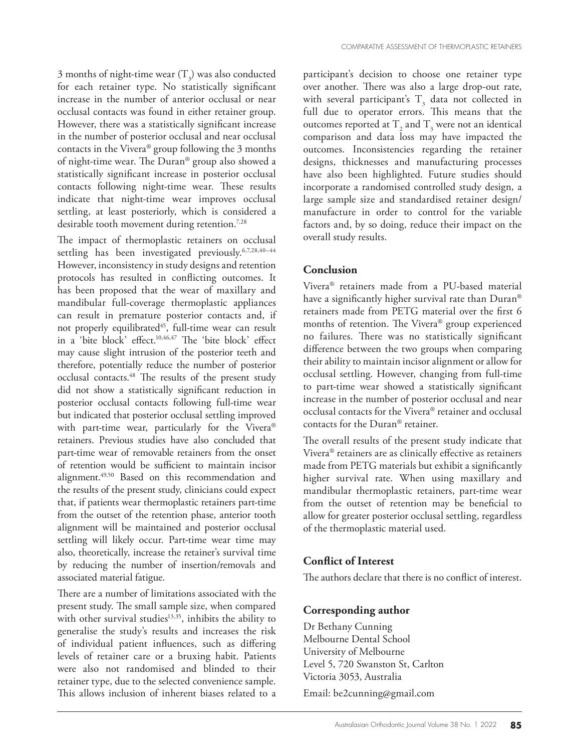3 months of night-time wear ($T_3$) was also conducted for each retainer type. No statistically significant increase in the number of anterior occlusal or near occlusal contacts was found in either retainer group. However, there was a statistically significant increase in the number of posterior occlusal and near occlusal contacts in the Vivera® group following the 3 months of night-time wear. The Duran® group also showed a statistically significant increase in posterior occlusal contacts following night-time wear. These results indicate that night-time wear improves occlusal settling, at least posteriorly, which is considered a desirable tooth movement during retention.[7,28]

The impact of thermoplastic retainers on occlusal settling has been investigated previously.[6,7,28,40–44] However, inconsistency in study designs and retention protocols has resulted in conflicting outcomes. It has been proposed that the wear of maxillary and mandibular full-coverage thermoplastic appliances can result in premature posterior contacts and, if not properly equilibrated[45], full-time wear can result in a 'bite block' effect.[10,46,47] The 'bite block' effect may cause slight intrusion of the posterior teeth and therefore, potentially reduce the number of posterior occlusal contacts.[48] The results of the present study did not show a statistically significant reduction in posterior occlusal contacts following full-time wear but indicated that posterior occlusal settling improved with part-time wear, particularly for the Vivera® retainers. Previous studies have also concluded that part-time wear of removable retainers from the onset of retention would be sufficient to maintain incisor alignment.[49,50] Based on this recommendation and the results of the present study, clinicians could expect that, if patients wear thermoplastic retainers part-time from the outset of the retention phase, anterior tooth alignment will be maintained and posterior occlusal settling will likely occur. Part-time wear time may also, theoretically, increase the retainer's survival time by reducing the number of insertion/removals and associated material fatigue.

There are a number of limitations associated with the present study. The small sample size, when compared with other survival studies[13,35], inhibits the ability to generalise the study's results and increases the risk of individual patient influences, such as differing levels of retainer care or a bruxing habit. Patients were also not randomised and blinded to their retainer type, due to the selected convenience sample. This allows inclusion of inherent biases related to a participant's decision to choose one retainer type over another. There was also a large drop-out rate, with several participant's $T_3$ data not collected in full due to operator errors. This means that the outcomes reported at $T_2$ and $T_3$ were not an identical comparison and data loss may have impacted the outcomes. Inconsistencies regarding the retainer designs, thicknesses and manufacturing processes have also been highlighted. Future studies should incorporate a randomised controlled study design, a large sample size and standardised retainer design/manufacture in order to control for the variable factors and, by so doing, reduce their impact on the overall study results.

## Conclusion

Vivera® retainers made from a PU-based material have a significantly higher survival rate than Duran® retainers made from PETG material over the first 6 months of retention. The Vivera® group experienced no failures. There was no statistically significant difference between the two groups when comparing their ability to maintain incisor alignment or allow for occlusal settling. However, changing from full-time to part-time wear showed a statistically significant increase in the number of posterior occlusal and near occlusal contacts for the Vivera® retainer and occlusal contacts for the Duran® retainer.

The overall results of the present study indicate that Vivera® retainers are as clinically effective as retainers made from PETG materials but exhibit a significantly higher survival rate. When using maxillary and mandibular thermoplastic retainers, part-time wear from the outset of retention may be beneficial to allow for greater posterior occlusal settling, regardless of the thermoplastic material used.

## Conflict of Interest

The authors declare that there is no conflict of interest.

## Corresponding author

Dr Bethany Cunning
Melbourne Dental School
University of Melbourne
Level 5, 720 Swanston St, Carlton
Victoria 3053, Australia

Email: be2cunning@gmail.com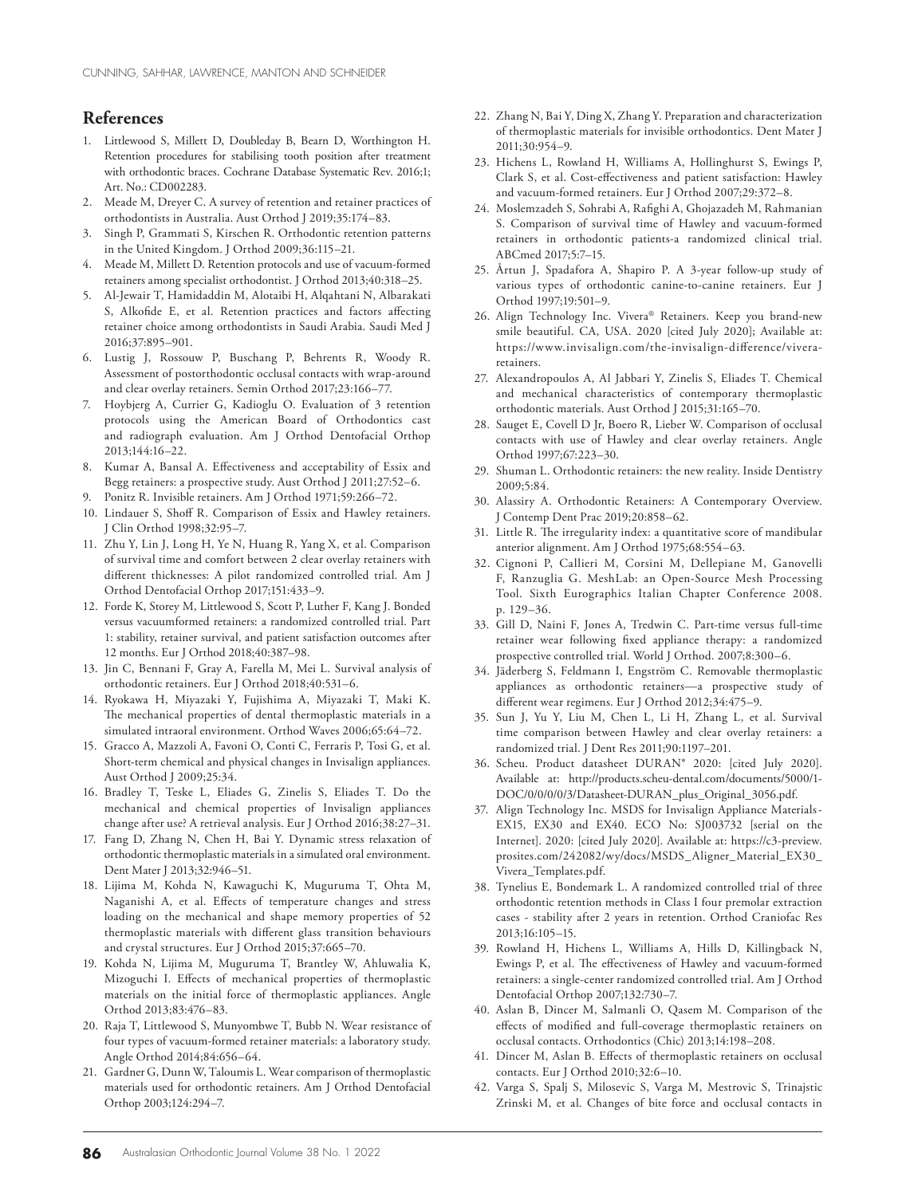## References

1. Littlewood S, Millett D, Doubleday B, Bearn D, Worthington H. Retention procedures for stabilising tooth position after treatment with orthodontic braces. Cochrane Database Systematic Rev. 2016;1; Art. No.: CD002283.
2. Meade M, Dreyer C. A survey of retention and retainer practices of orthodontists in Australia. Aust Orthod J 2019;35:174–83.
3. Singh P, Grammati S, Kirschen R. Orthodontic retention patterns in the United Kingdom. J Orthod 2009;36:115–21.
4. Meade M, Millett D. Retention protocols and use of vacuum-formed retainers among specialist orthodontist. J Orthod 2013;40:318–25.
5. Al-Jewair T, Hamidaddin M, Alotaibi H, Alqahtani N, Albarakati S, Alkofide E, et al. Retention practices and factors affecting retainer choice among orthodontists in Saudi Arabia. Saudi Med J 2016;37:895–901.
6. Lustig J, Rossouw P, Buschang P, Behrents R, Woody R. Assessment of postorthodontic occlusal contacts with wrap-around and clear overlay retainers. Semin Orthod 2017;23:166–77.
7. Hoybjerg A, Currier G, Kadioglu O. Evaluation of 3 retention protocols using the American Board of Orthodontics cast and radiograph evaluation. Am J Orthod Dentofacial Orthop 2013;144:16–22.
8. Kumar A, Bansal A. Effectiveness and acceptability of Essix and Begg retainers: a prospective study. Aust Orthod J 2011;27:52–6.
9. Ponitz R. Invisible retainers. Am J Orthod 1971;59:266–72.
10. Lindauer S, Shoff R. Comparison of Essix and Hawley retainers. J Clin Orthod 1998;32:95–7.
11. Zhu Y, Lin J, Long H, Ye N, Huang R, Yang X, et al. Comparison of survival time and comfort between 2 clear overlay retainers with different thicknesses: A pilot randomized controlled trial. Am J Orthod Dentofacial Orthop 2017;151:433–9.
12. Forde K, Storey M, Littlewood S, Scott P, Luther F, Kang J. Bonded versus vacuumformed retainers: a randomized controlled trial. Part 1: stability, retainer survival, and patient satisfaction outcomes after 12 months. Eur J Orthod 2018;40:387–98.
13. Jin C, Bennani F, Gray A, Farella M, Mei L. Survival analysis of orthodontic retainers. Eur J Orthod 2018;40:531–6.
14. Ryokawa H, Miyazaki Y, Fujishima A, Miyazaki T, Maki K. The mechanical properties of dental thermoplastic materials in a simulated intraoral environment. Orthod Waves 2006;65:64–72.
15. Gracco A, Mazzoli A, Favoni O, Conti C, Ferraris P, Tosi G, et al. Short-term chemical and physical changes in Invisalign appliances. Aust Orthod J 2009;25:34.
16. Bradley T, Teske L, Eliades G, Zinelis S, Eliades T. Do the mechanical and chemical properties of Invisalign appliances change after use? A retrieval analysis. Eur J Orthod 2016;38:27–31.
17. Fang D, Zhang N, Chen H, Bai Y. Dynamic stress relaxation of orthodontic thermoplastic materials in a simulated oral environment. Dent Mater J 2013;32:946–51.
18. Lijima M, Kohda N, Kawaguchi K, Muguruma T, Ohta M, Naganishi A, et al. Effects of temperature changes and stress loading on the mechanical and shape memory properties of 52 thermoplastic materials with different glass transition behaviours and crystal structures. Eur J Orthod 2015;37:665–70.
19. Kohda N, Lijima M, Muguruma T, Brantley W, Ahluwalia K, Mizoguchi I. Effects of mechanical properties of thermoplastic materials on the initial force of thermoplastic appliances. Angle Orthod 2013;83:476–83.
20. Raja T, Littlewood S, Munyombwe T, Bubb N. Wear resistance of four types of vacuum-formed retainer materials: a laboratory study. Angle Orthod 2014;84:656–64.
21. Gardner G, Dunn W, Taloumis L. Wear comparison of thermoplastic materials used for orthodontic retainers. Am J Orthod Dentofacial Orthop 2003;124:294–7.
22. Zhang N, Bai Y, Ding X, Zhang Y. Preparation and characterization of thermoplastic materials for invisible orthodontics. Dent Mater J 2011;30:954–9.
23. Hichens L, Rowland H, Williams A, Hollinghurst S, Ewings P, Clark S, et al. Cost-effectiveness and patient satisfaction: Hawley and vacuum-formed retainers. Eur J Orthod 2007;29:372–8.
24. Moslemzadeh S, Sohrabi A, Rafighi A, Ghojazadeh M, Rahmanian S. Comparison of survival time of Hawley and vacuum-formed retainers in orthodontic patients-a randomized clinical trial. ABCmed 2017;5:7–15.
25. Årtun J, Spadafora A, Shapiro P. A 3-year follow-up study of various types of orthodontic canine-to-canine retainers. Eur J Orthod 1997;19:501–9.
26. Align Technology Inc. Vivera® Retainers. Keep you brand-new smile beautiful. CA, USA. 2020 [cited July 2020]; Available at: https://www.invisalign.com/the-invisalign-difference/vivera-retainers.
27. Alexandropoulos A, Al Jabbari Y, Zinelis S, Eliades T. Chemical and mechanical characteristics of contemporary thermoplastic orthodontic materials. Aust Orthod J 2015;31:165–70.
28. Sauget E, Covell D Jr, Boero R, Lieber W. Comparison of occlusal contacts with use of Hawley and clear overlay retainers. Angle Orthod 1997;67:223–30.
29. Shuman L. Orthodontic retainers: the new reality. Inside Dentistry 2009;5:84.
30. Alassiry A. Orthodontic Retainers: A Contemporary Overview. J Contemp Dent Prac 2019;20:858–62.
31. Little R. The irregularity index: a quantitative score of mandibular anterior alignment. Am J Orthod 1975;68:554–63.
32. Cignoni P, Callieri M, Corsini M, Dellepiane M, Ganovelli F, Ranzuglia G. MeshLab: an Open-Source Mesh Processing Tool. Sixth Eurographics Italian Chapter Conference 2008. p. 129–36.
33. Gill D, Naini F, Jones A, Tredwin C. Part-time versus full-time retainer wear following fixed appliance therapy: a randomized prospective controlled trial. World J Orthod. 2007;8:300–6.
34. Jäderberg S, Feldmann I, Engström C. Removable thermoplastic appliances as orthodontic retainers—a prospective study of different wear regimens. Eur J Orthod 2012;34:475–9.
35. Sun J, Yu Y, Liu M, Chen L, Li H, Zhang L, et al. Survival time comparison between Hawley and clear overlay retainers: a randomized trial. J Dent Res 2011;90:1197–201.
36. Scheu. Product datasheet DURAN® 2020: [cited July 2020]. Available at: http://products.scheu-dental.com/documents/5000/1-DOC/0/0/0/0/3/Datasheet-DURAN_plus_Original_3056.pdf.
37. Align Technology Inc. MSDS for Invisalign Appliance Materials-EX15, EX30 and EX40. ECO No: SJ003732 [serial on the Internet]. 2020: [cited July 2020]. Available at: https://c3-preview.prosites.com/242082/wy/docs/MSDS_Aligner_Material_EX30_Vivera_Templates.pdf.
38. Tynelius E, Bondemark L. A randomized controlled trial of three orthodontic retention methods in Class I four premolar extraction cases - stability after 2 years in retention. Orthod Craniofac Res 2013;16:105–15.
39. Rowland H, Hichens L, Williams A, Hills D, Killingback N, Ewings P, et al. The effectiveness of Hawley and vacuum-formed retainers: a single-center randomized controlled trial. Am J Orthod Dentofacial Orthop 2007;132:730–7.
40. Aslan B, Dincer M, Salmanli O, Qasem M. Comparison of the effects of modified and full-coverage thermoplastic retainers on occlusal contacts. Orthodontics (Chic) 2013;14:198–208.
41. Dincer M, Aslan B. Effects of thermoplastic retainers on occlusal contacts. Eur J Orthod 2010;32:6–10.
42. Varga S, Spalj S, Milosevic S, Varga M, Mestrovic S, Trinajstic Zrinski M, et al. Changes of bite force and occlusal contacts in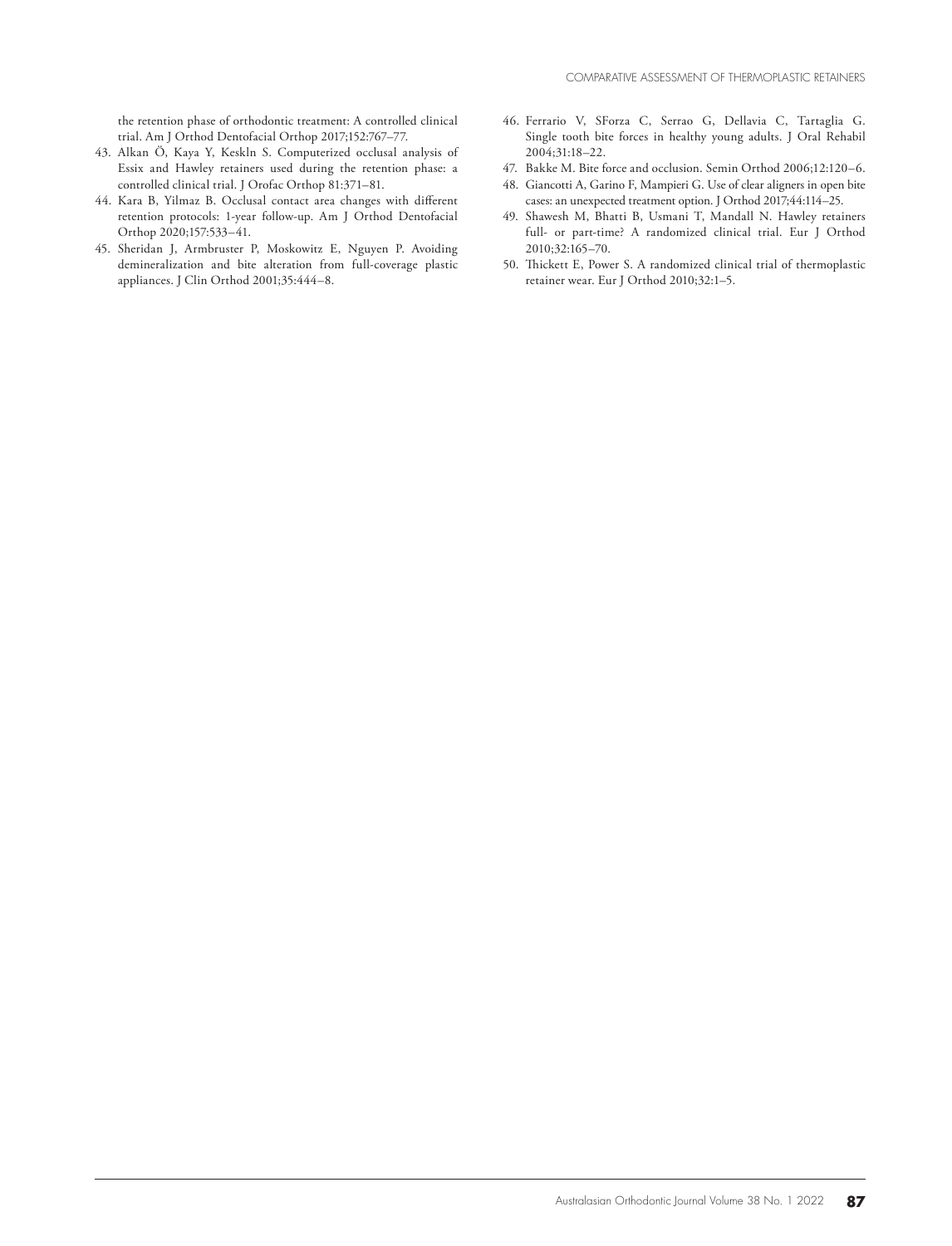the retention phase of orthodontic treatment: A controlled clinical trial. Am J Orthod Dentofacial Orthop 2017;152:767–77.

43. Alkan Ö, Kaya Y, Keskln S. Computerized occlusal analysis of Essix and Hawley retainers used during the retention phase: a controlled clinical trial. J Orofac Orthop 81:371–81.
44. Kara B, Yilmaz B. Occlusal contact area changes with different retention protocols: 1-year follow-up. Am J Orthod Dentofacial Orthop 2020;157:533–41.
45. Sheridan J, Armbruster P, Moskowitz E, Nguyen P. Avoiding demineralization and bite alteration from full-coverage plastic appliances. J Clin Orthod 2001;35:444–8.
46. Ferrario V, SForza C, Serrao G, Dellavia C, Tartaglia G. Single tooth bite forces in healthy young adults. J Oral Rehabil 2004;31:18–22.
47. Bakke M. Bite force and occlusion. Semin Orthod 2006;12:120–6.
48. Giancotti A, Garino F, Mampieri G. Use of clear aligners in open bite cases: an unexpected treatment option. J Orthod 2017;44:114–25.
49. Shawesh M, Bhatti B, Usmani T, Mandall N. Hawley retainers full- or part-time? A randomized clinical trial. Eur J Orthod 2010;32:165–70.
50. Thickett E, Power S. A randomized clinical trial of thermoplastic retainer wear. Eur J Orthod 2010;32:1–5.